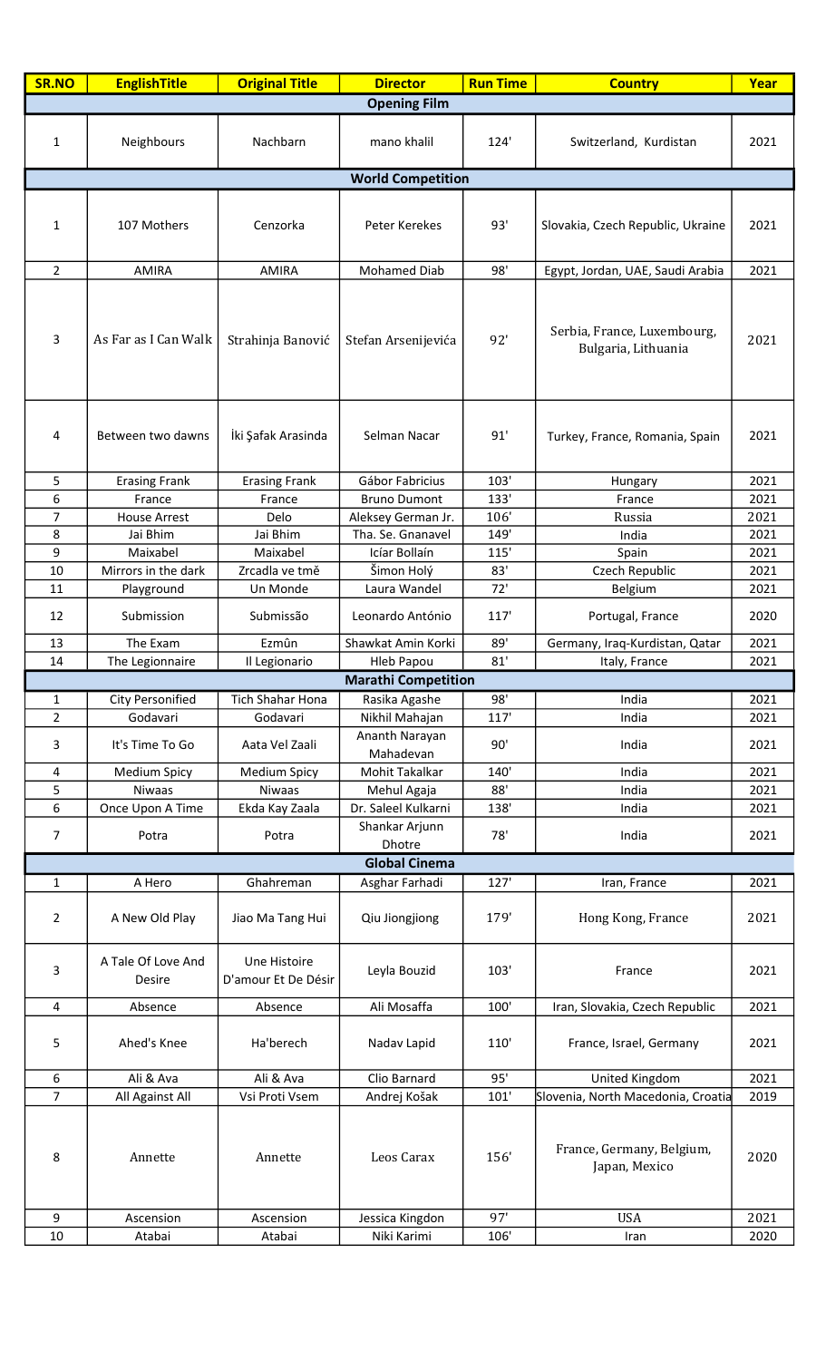| SR.NO | EnglishTitle | Original Title | Director | Run Time | Country | Year |
|---|---|---|---|---|---|---|
| **Opening Film** | | | | | | |
| 1 | Neighbours | Nachbarn | mano khalil | 124' | Switzerland, Kurdistan | 2021 |
| **World Competition** | | | | | | |
| 1 | 107 Mothers | Cenzorka | Peter Kerekes | 93' | Slovakia, Czech Republic, Ukraine | 2021 |
| 2 | AMIRA | AMIRA | Mohamed Diab | 98' | Egypt, Jordan, UAE, Saudi Arabia | 2021 |
| 3 | As Far as I Can Walk | Strahinja Banović | Stefan Arsenijevića | 92' | Serbia, France, Luxembourg, Bulgaria, Lithuania | 2021 |
| 4 | Between two dawns | İki Şafak Arasinda | Selman Nacar | 91' | Turkey, France, Romania, Spain | 2021 |
| 5 | Erasing Frank | Erasing Frank | Gábor Fabricius | 103' | Hungary | 2021 |
| 6 | France | France | Bruno Dumont | 133' | France | 2021 |
| 7 | House Arrest | Delo | Aleksey German Jr. | 106' | Russia | 2021 |
| 8 | Jai Bhim | Jai Bhim | Tha. Se. Gnanavel | 149' | India | 2021 |
| 9 | Maixabel | Maixabel | Icíar Bollaín | 115' | Spain | 2021 |
| 10 | Mirrors in the dark | Zrcadla ve tmě | Šimon Holý | 83' | Czech Republic | 2021 |
| 11 | Playground | Un Monde | Laura Wandel | 72' | Belgium | 2021 |
| 12 | Submission | Submissão | Leonardo António | 117' | Portugal, France | 2020 |
| 13 | The Exam | Ezmûn | Shawkat Amin Korki | 89' | Germany, Iraq-Kurdistan, Qatar | 2021 |
| 14 | The Legionnaire | Il Legionario | Hleb Papou | 81' | Italy, France | 2021 |
| **Marathi Competition** | | | | | | |
| 1 | City Personified | Tich Shahar Hona | Rasika Agashe | 98' | India | 2021 |
| 2 | Godavari | Godavari | Nikhil Mahajan | 117' | India | 2021 |
| 3 | It's Time To Go | Aata Vel Zaali | Ananth Narayan Mahadevan | 90' | India | 2021 |
| 4 | Medium Spicy | Medium Spicy | Mohit Takalkar | 140' | India | 2021 |
| 5 | Niwaas | Niwaas | Mehul Agaja | 88' | India | 2021 |
| 6 | Once Upon A Time | Ekda Kay Zaala | Dr. Saleel Kulkarni | 138' | India | 2021 |
| 7 | Potra | Potra | Shankar Arjunn Dhotre | 78' | India | 2021 |
| **Global Cinema** | | | | | | |
| 1 | A Hero | Ghahreman | Asghar Farhadi | 127' | Iran, France | 2021 |
| 2 | A New Old Play | Jiao Ma Tang Hui | Qiu Jiongjiong | 179' | Hong Kong, France | 2021 |
| 3 | A Tale Of Love And Desire | Une Histoire D'amour Et De Désir | Leyla Bouzid | 103' | France | 2021 |
| 4 | Absence | Absence | Ali Mosaffa | 100' | Iran, Slovakia, Czech Republic | 2021 |
| 5 | Ahed's Knee | Ha'berech | Nadav Lapid | 110' | France, Israel, Germany | 2021 |
| 6 | Ali & Ava | Ali & Ava | Clio Barnard | 95' | United Kingdom | 2021 |
| 7 | All Against All | Vsi Proti Vsem | Andrej Košak | 101' | Slovenia, North Macedonia, Croatia | 2019 |
| 8 | Annette | Annette | Leos Carax | 156' | France, Germany, Belgium, Japan, Mexico | 2020 |
| 9 | Ascension | Ascension | Jessica Kingdon | 97' | USA | 2021 |
| 10 | Atabai | Atabai | Niki Karimi | 106' | Iran | 2020 |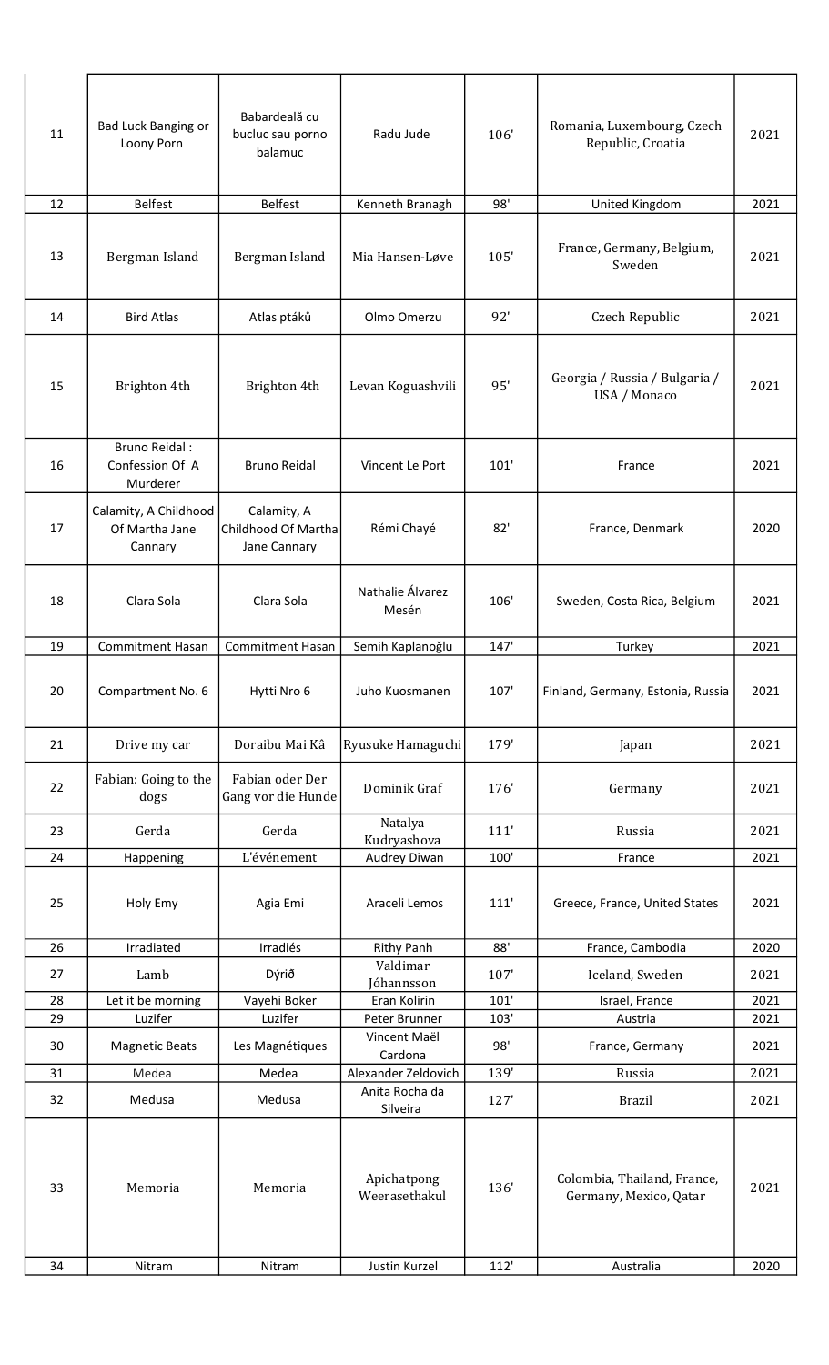| 11 | Bad Luck Banging or Loony Porn | Babardeală cu bucluc sau porno balamuc | Radu Jude | 106' | Romania, Luxembourg, Czech Republic, Croatia | 2021 |
|---|---|---|---|---|---|---|
| 12 | Belfest | Belfest | Kenneth Branagh | 98' | United Kingdom | 2021 |
| 13 | Bergman Island | Bergman Island | Mia Hansen-Løve | 105' | France, Germany, Belgium, Sweden | 2021 |
| 14 | Bird Atlas | Atlas ptáků | Olmo Omerzu | 92' | Czech Republic | 2021 |
| 15 | Brighton 4th | Brighton 4th | Levan Koguashvili | 95' | Georgia / Russia / Bulgaria / USA / Monaco | 2021 |
| 16 | Bruno Reidal : Confession Of A Murderer | Bruno Reidal | Vincent Le Port | 101' | France | 2021 |
| 17 | Calamity, A Childhood Of Martha Jane Cannary | Calamity, A Childhood Of Martha Jane Cannary | Rémi Chayé | 82' | France, Denmark | 2020 |
| 18 | Clara Sola | Clara Sola | Nathalie Álvarez Mesén | 106' | Sweden, Costa Rica, Belgium | 2021 |
| 19 | Commitment Hasan | Commitment Hasan | Semih Kaplanoğlu | 147' | Turkey | 2021 |
| 20 | Compartment No. 6 | Hytti Nro 6 | Juho Kuosmanen | 107' | Finland, Germany, Estonia, Russia | 2021 |
| 21 | Drive my car | Doraibu Mai Kâ | Ryusuke Hamaguchi | 179' | Japan | 2021 |
| 22 | Fabian: Going to the dogs | Fabian oder Der Gang vor die Hunde | Dominik Graf | 176' | Germany | 2021 |
| 23 | Gerda | Gerda | Natalya Kudryashova | 111' | Russia | 2021 |
| 24 | Happening | L'événement | Audrey Diwan | 100' | France | 2021 |
| 25 | Holy Emy | Agia Emi | Araceli Lemos | 111' | Greece, France, United States | 2021 |
| 26 | Irradiated | Irradiés | Rithy Panh | 88' | France, Cambodia | 2020 |
| 27 | Lamb | Dýrið | Valdimar Jóhannsson | 107' | Iceland, Sweden | 2021 |
| 28 | Let it be morning | Vayehi Boker | Eran Kolirin | 101' | Israel, France | 2021 |
| 29 | Luzifer | Luzifer | Peter Brunner | 103' | Austria | 2021 |
| 30 | Magnetic Beats | Les Magnétiques | Vincent Maël Cardona | 98' | France, Germany | 2021 |
| 31 | Medea | Medea | Alexander Zeldovich | 139' | Russia | 2021 |
| 32 | Medusa | Medusa | Anita Rocha da Silveira | 127' | Brazil | 2021 |
| 33 | Memoria | Memoria | Apichatpong Weerasethakul | 136' | Colombia, Thailand, France, Germany, Mexico, Qatar | 2021 |
| 34 | Nitram | Nitram | Justin Kurzel | 112' | Australia | 2020 |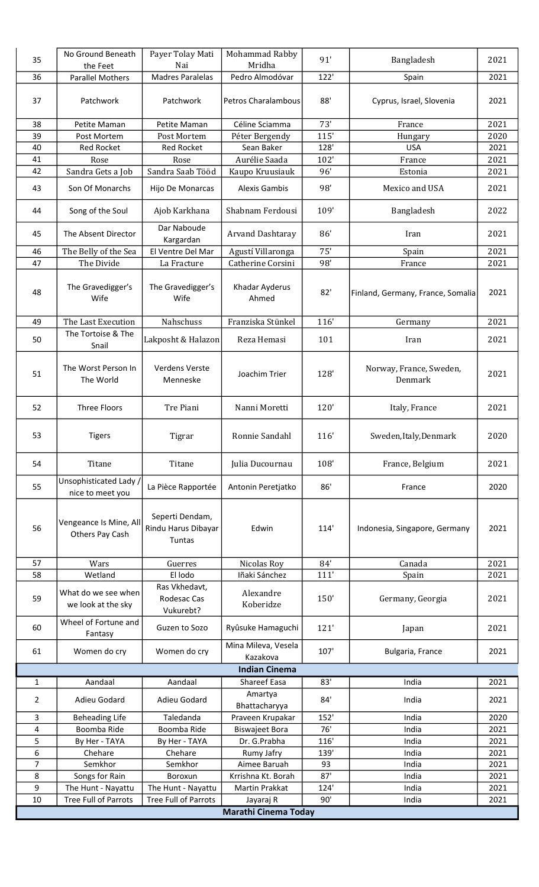| | | | | | | |
|---|---|---|---|---|---|---|
| 35 | No Ground Beneath the Feet | Payer Tolay Mati Nai | Mohammad Rabby Mridha | 91' | Bangladesh | 2021 |
| 36 | Parallel Mothers | Madres Paralelas | Pedro Almodóvar | 122' | Spain | 2021 |
| 37 | Patchwork | Patchwork | Petros Charalambous | 88' | Cyprus, Israel, Slovenia | 2021 |
| 38 | Petite Maman | Petite Maman | Céline Sciamma | 73' | France | 2021 |
| 39 | Post Mortem | Post Mortem | Péter Bergendy | 115' | Hungary | 2020 |
| 40 | Red Rocket | Red Rocket | Sean Baker | 128' | USA | 2021 |
| 41 | Rose | Rose | Aurélie Saada | 102' | France | 2021 |
| 42 | Sandra Gets a Job | Sandra Saab Tööd | Kaupo Kruusiauk | 96' | Estonia | 2021 |
| 43 | Son Of Monarchs | Hijo De Monarcas | Alexis Gambis | 98' | Mexico and USA | 2021 |
| 44 | Song of the Soul | Ajob Karkhana | Shabnam Ferdousi | 109' | Bangladesh | 2022 |
| 45 | The Absent Director | Dar Naboude Kargardan | Arvand Dashtaray | 86' | Iran | 2021 |
| 46 | The Belly of the Sea | El Ventre Del Mar | Agustí Villaronga | 75' | Spain | 2021 |
| 47 | The Divide | La Fracture | Catherine Corsini | 98' | France | 2021 |
| 48 | The Gravedigger's Wife | The Gravedigger's Wife | Khadar Ayderus Ahmed | 82' | Finland, Germany, France, Somalia | 2021 |
| 49 | The Last Execution | Nahschuss | Franziska Stünkel | 116' | Germany | 2021 |
| 50 | The Tortoise & The Snail | Lakposht & Halazon | Reza Hemasi | 101 | Iran | 2021 |
| 51 | The Worst Person In The World | Verdens Verste Menneske | Joachim Trier | 128' | Norway, France, Sweden, Denmark | 2021 |
| 52 | Three Floors | Tre Piani | Nanni Moretti | 120' | Italy, France | 2021 |
| 53 | Tigers | Tigrar | Ronnie Sandahl | 116' | Sweden,Italy,Denmark | 2020 |
| 54 | Titane | Titane | Julia Ducournau | 108' | France, Belgium | 2021 |
| 55 | Unsophisticated Lady / nice to meet you | La Pièce Rapportée | Antonin Peretjatko | 86' | France | 2020 |
| 56 | Vengeance Is Mine, All Others Pay Cash | Seperti Dendam, Rindu Harus Dibayar Tuntas | Edwin | 114' | Indonesia, Singapore, Germany | 2021 |
| 57 | Wars | Guerres | Nicolas Roy | 84' | Canada | 2021 |
| 58 | Wetland | El lodo | Iñaki Sánchez | 111' | Spain | 2021 |
| 59 | What do we see when we look at the sky | Ras Vkhedavt, Rodesac Cas Vukurebt? | Alexandre Koberidze | 150' | Germany, Georgia | 2021 |
| 60 | Wheel of Fortune and Fantasy | Guzen to Sozo | Ryûsuke Hamaguchi | 121' | Japan | 2021 |
| 61 | Women do cry | Women do cry | Mina Mileva, Vesela Kazakova | 107' | Bulgaria, France | 2021 |
| | | | **Indian Cinema** | | | |
| 1 | Aandaal | Aandaal | Shareef Easa | 83' | India | 2021 |
| 2 | Adieu Godard | Adieu Godard | Amartya Bhattacharyya | 84' | India | 2021 |
| 3 | Beheading Life | Taledanda | Praveen Krupakar | 152' | India | 2020 |
| 4 | Boomba Ride | Boomba Ride | Biswajeet Bora | 76' | India | 2021 |
| 5 | By Her - TAYA | By Her - TAYA | Dr. G.Prabha | 116' | India | 2021 |
| 6 | Chehare | Chehare | Rumy Jafry | 139' | India | 2021 |
| 7 | Semkhor | Semkhor | Aimee Baruah | 93 | India | 2021 |
| 8 | Songs for Rain | Boroxun | Krrishna Kt. Borah | 87' | India | 2021 |
| 9 | The Hunt - Nayattu | The Hunt - Nayattu | Martin Prakkat | 124' | India | 2021 |
| 10 | Tree Full of Parrots | Tree Full of Parrots | Jayaraj R | 90' | India | 2021 |
| | | | **Marathi Cinema Today** | | | |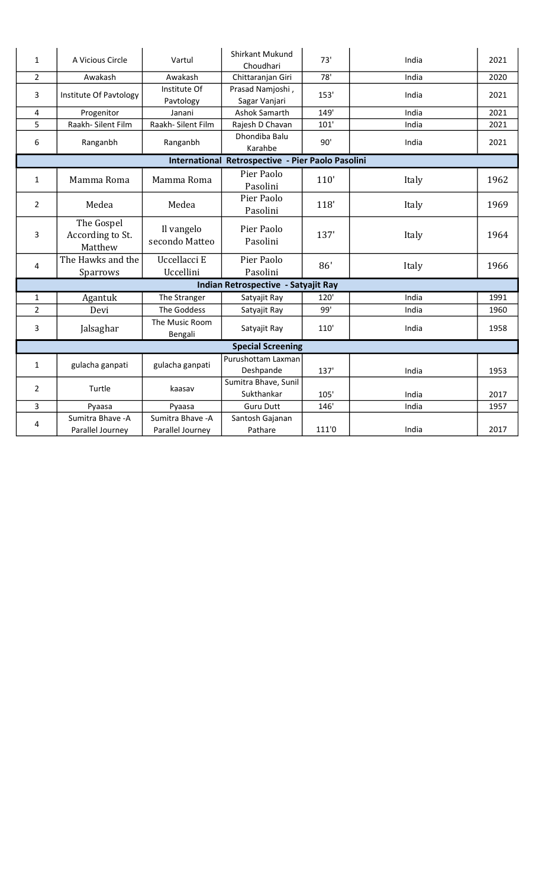| | | | | | | |
|---|---|---|---|---|---|---|
| 1 | A Vicious Circle | Vartul | Shirkant Mukund Choudhari | 73' | India | 2021 |
| 2 | Awakash | Awakash | Chittaranjan Giri | 78' | India | 2020 |
| 3 | Institute Of Pavtology | Institute Of Pavtology | Prasad Namjoshi , Sagar Vanjari | 153' | India | 2021 |
| 4 | Progenitor | Janani | Ashok Samarth | 149' | India | 2021 |
| 5 | Raakh- Silent Film | Raakh- Silent Film | Rajesh D Chavan | 101' | India | 2021 |
| 6 | Ranganbh | Ranganbh | Dhondiba Balu Karahbe | 90' | India | 2021 |
| **International Retrospective - Pier Paolo Pasolini** | | | | | | |
| 1 | Mamma Roma | Mamma Roma | Pier Paolo Pasolini | 110' | Italy | 1962 |
| 2 | Medea | Medea | Pier Paolo Pasolini | 118' | Italy | 1969 |
| 3 | The Gospel According to St. Matthew | Il vangelo secondo Matteo | Pier Paolo Pasolini | 137' | Italy | 1964 |
| 4 | The Hawks and the Sparrows | Uccellacci E Uccellini | Pier Paolo Pasolini | 86' | Italy | 1966 |
| **Indian Retrospective - Satyajit Ray** | | | | | | |
| 1 | Agantuk | The Stranger | Satyajit Ray | 120' | India | 1991 |
| 2 | Devi | The Goddess | Satyajit Ray | 99' | India | 1960 |
| 3 | Jalsaghar | The Music Room Bengali | Satyajit Ray | 110' | India | 1958 |
| **Special Screening** | | | | | | |
| 1 | gulacha ganpati | gulacha ganpati | Purushottam Laxman Deshpande | 137' | India | 1953 |
| 2 | Turtle | kaasav | Sumitra Bhave, Sunil Sukthankar | 105' | India | 2017 |
| 3 | Pyaasa | Pyaasa | Guru Dutt | 146' | India | 1957 |
| 4 | Sumitra Bhave -A Parallel Journey | Sumitra Bhave -A Parallel Journey | Santosh Gajanan Pathare | 111'0 | India | 2017 |